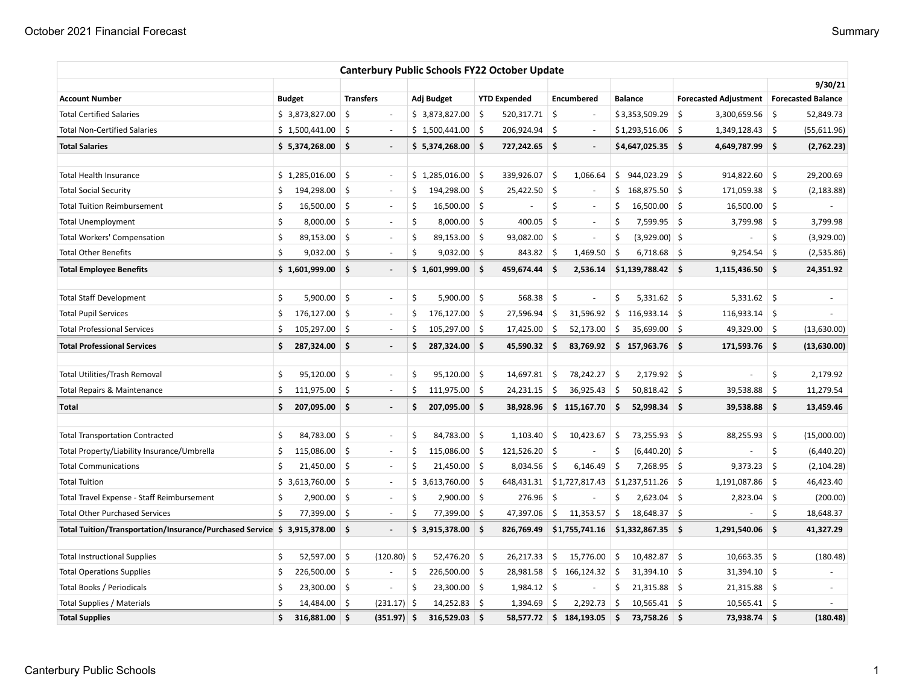| Canterbury Public Schools FY22 October Update | | | | | | | | |
|---|---|---|---|---|---|---|---|---|
| | | | | | | | | 9/30/21 |
| **Account Number** | **Budget** | **Transfers** | **Adj Budget** | **YTD Expended** | **Encumbered** | **Balance** | **Forecasted Adjustment** | **Forecasted Balance** |
| Total Certified Salaries | $ 3,873,827.00 | $ - | $ 3,873,827.00 | $ 520,317.71 | $ - | $ 3,353,509.29 | $ 3,300,659.56 | $ 52,849.73 |
| Total Non-Certified Salaries | $ 1,500,441.00 | $ - | $ 1,500,441.00 | $ 206,924.94 | $ - | $ 1,293,516.06 | $ 1,349,128.43 | $ (55,611.96) |
| **Total Salaries** | **$ 5,374,268.00** | **$ -** | **$ 5,374,268.00** | **$ 727,242.65** | **$ -** | **$ 4,647,025.35** | **$ 4,649,787.99** | **$ (2,762.23)** |
| | | | | | | | | |
| Total Health Insurance | $ 1,285,016.00 | $ - | $ 1,285,016.00 | $ 339,926.07 | $ 1,066.64 | $ 944,023.29 | $ 914,822.60 | $ 29,200.69 |
| Total Social Security | $ 194,298.00 | $ - | $ 194,298.00 | $ 25,422.50 | $ - | $ 168,875.50 | $ 171,059.38 | $ (2,183.88) |
| Total Tuition Reimbursement | $ 16,500.00 | $ - | $ 16,500.00 | $ - | $ - | $ 16,500.00 | $ 16,500.00 | $ - |
| Total Unemployment | $ 8,000.00 | $ - | $ 8,000.00 | $ 400.05 | $ - | $ 7,599.95 | $ 3,799.98 | $ 3,799.98 |
| Total Workers' Compensation | $ 89,153.00 | $ - | $ 89,153.00 | $ 93,082.00 | $ - | $ (3,929.00) | $ - | $ (3,929.00) |
| Total Other Benefits | $ 9,032.00 | $ - | $ 9,032.00 | $ 843.82 | $ 1,469.50 | $ 6,718.68 | $ 9,254.54 | $ (2,535.86) |
| **Total Employee Benefits** | **$ 1,601,999.00** | **$ -** | **$ 1,601,999.00** | **$ 459,674.44** | **$ 2,536.14** | **$ 1,139,788.42** | **$ 1,115,436.50** | **$ 24,351.92** |
| | | | | | | | | |
| Total Staff Development | $ 5,900.00 | $ - | $ 5,900.00 | $ 568.38 | $ - | $ 5,331.62 | $ 5,331.62 | $ - |
| Total Pupil Services | $ 176,127.00 | $ - | $ 176,127.00 | $ 27,596.94 | $ 31,596.92 | $ 116,933.14 | $ 116,933.14 | $ - |
| Total Professional Services | $ 105,297.00 | $ - | $ 105,297.00 | $ 17,425.00 | $ 52,173.00 | $ 35,699.00 | $ 49,329.00 | $ (13,630.00) |
| **Total Professional Services** | **$ 287,324.00** | **$ -** | **$ 287,324.00** | **$ 45,590.32** | **$ 83,769.92** | **$ 157,963.76** | **$ 171,593.76** | **$ (13,630.00)** |
| | | | | | | | | |
| Total Utilities/Trash Removal | $ 95,120.00 | $ - | $ 95,120.00 | $ 14,697.81 | $ 78,242.27 | $ 2,179.92 | $ - | $ 2,179.92 |
| Total Repairs & Maintenance | $ 111,975.00 | $ - | $ 111,975.00 | $ 24,231.15 | $ 36,925.43 | $ 50,818.42 | $ 39,538.88 | $ 11,279.54 |
| **Total** | **$ 207,095.00** | **$ -** | **$ 207,095.00** | **$ 38,928.96** | **$ 115,167.70** | **$ 52,998.34** | **$ 39,538.88** | **$ 13,459.46** |
| | | | | | | | | |
| Total Transportation Contracted | $ 84,783.00 | $ - | $ 84,783.00 | $ 1,103.40 | $ 10,423.67 | $ 73,255.93 | $ 88,255.93 | $ (15,000.00) |
| Total Property/Liability Insurance/Umbrella | $ 115,086.00 | $ - | $ 115,086.00 | $ 121,526.20 | $ - | $ (6,440.20) | $ - | $ (6,440.20) |
| Total Communications | $ 21,450.00 | $ - | $ 21,450.00 | $ 8,034.56 | $ 6,146.49 | $ 7,268.95 | $ 9,373.23 | $ (2,104.28) |
| Total Tuition | $ 3,613,760.00 | $ - | $ 3,613,760.00 | $ 648,431.31 | $ 1,727,817.43 | $ 1,237,511.26 | $ 1,191,087.86 | $ 46,423.40 |
| Total Travel Expense - Staff Reimbursement | $ 2,900.00 | $ - | $ 2,900.00 | $ 276.96 | $ - | $ 2,623.04 | $ 2,823.04 | $ (200.00) |
| Total Other Purchased Services | $ 77,399.00 | $ - | $ 77,399.00 | $ 47,397.06 | $ 11,353.57 | $ 18,648.37 | $ - | $ 18,648.37 |
| **Total Tuition/Transportation/Insurance/Purchased Service** | **$ 3,915,378.00** | **$ -** | **$ 3,915,378.00** | **$ 826,769.49** | **$ 1,755,741.16** | **$ 1,332,867.35** | **$ 1,291,540.06** | **$ 41,327.29** |
| | | | | | | | | |
| Total Instructional Supplies | $ 52,597.00 | $ (120.80) | $ 52,476.20 | $ 26,217.33 | $ 15,776.00 | $ 10,482.87 | $ 10,663.35 | $ (180.48) |
| Total Operations Supplies | $ 226,500.00 | $ - | $ 226,500.00 | $ 28,981.58 | $ 166,124.32 | $ 31,394.10 | $ 31,394.10 | $ - |
| Total Books / Periodicals | $ 23,300.00 | $ - | $ 23,300.00 | $ 1,984.12 | $ - | $ 21,315.88 | $ 21,315.88 | $ - |
| Total Supplies / Materials | $ 14,484.00 | $ (231.17) | $ 14,252.83 | $ 1,394.69 | $ 2,292.73 | $ 10,565.41 | $ 10,565.41 | $ - |
| **Total Supplies** | **$ 316,881.00** | **$ (351.97)** | **$ 316,529.03** | **$ 58,577.72** | **$ 184,193.05** | **$ 73,758.26** | **$ 73,938.74** | **$ (180.48)** |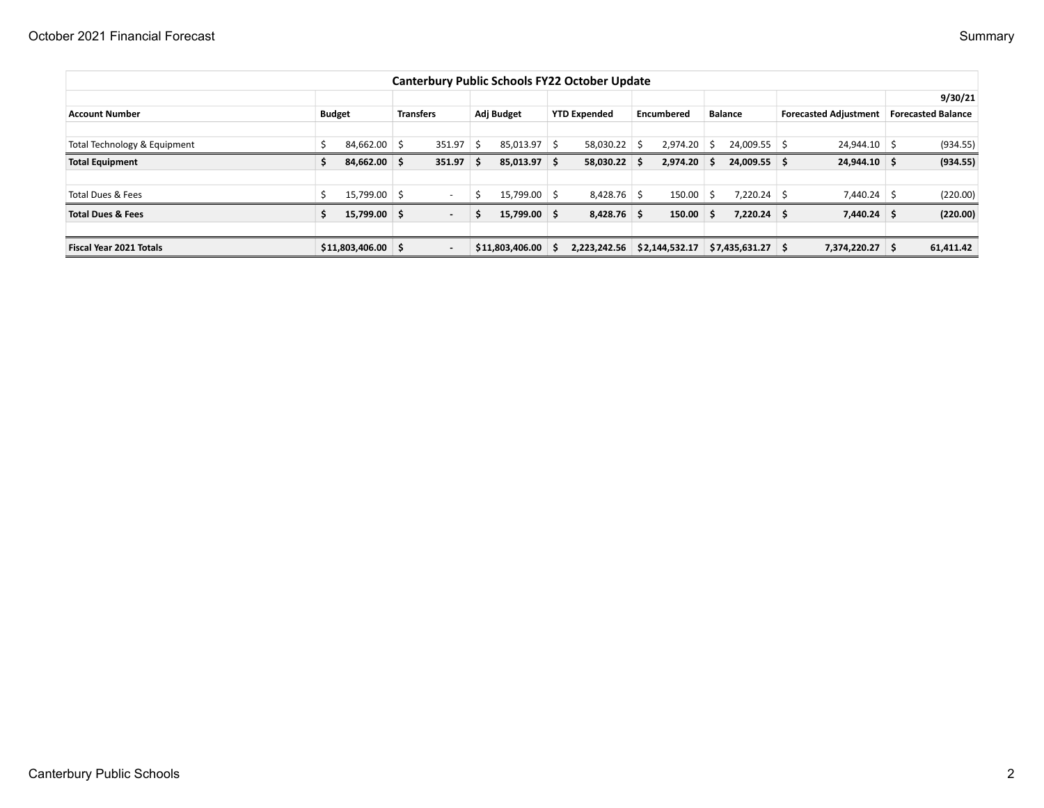| Canterbury Public Schools FY22 October Update | | | | | | | | |
|---|---|---|---|---|---|---|---|---|
| | | | | | | | | 9/30/21 |
| **Account Number** | **Budget** | **Transfers** | **Adj Budget** | **YTD Expended** | **Encumbered** | **Balance** | **Forecasted Adjustment** | **Forecasted Balance** |
| | | | | | | | | |
| Total Technology & Equipment | $ 84,662.00 | $ 351.97 | $ 85,013.97 | $ 58,030.22 | $ 2,974.20 | $ 24,009.55 | $ 24,944.10 | $ (934.55) |
| **Total Equipment** | **$ 84,662.00** | **$ 351.97** | **$ 85,013.97** | **$ 58,030.22** | **$ 2,974.20** | **$ 24,009.55** | **$ 24,944.10** | **$ (934.55)** |
| | | | | | | | | |
| Total Dues & Fees | $ 15,799.00 | $ - | $ 15,799.00 | $ 8,428.76 | $ 150.00 | $ 7,220.24 | $ 7,440.24 | $ (220.00) |
| **Total Dues & Fees** | **$ 15,799.00** | **$ -** | **$ 15,799.00** | **$ 8,428.76** | **$ 150.00** | **$ 7,220.24** | **$ 7,440.24** | **$ (220.00)** |
| | | | | | | | | |
| **Fiscal Year 2021 Totals** | **$11,803,406.00** | **$ -** | **$11,803,406.00** | **$ 2,223,242.56** | **$2,144,532.17** | **$7,435,631.27** | **$ 7,374,220.27** | **$ 61,411.42** |